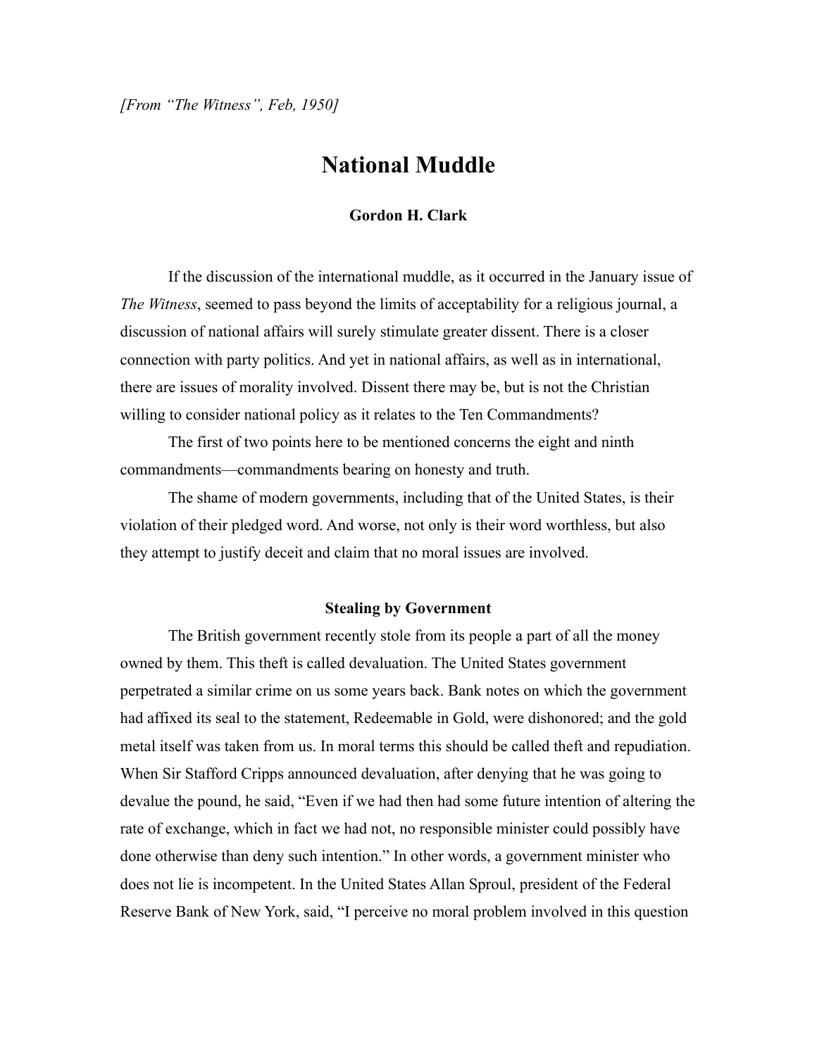*[From "The Witness", Feb, 1950]*

# National Muddle

**Gordon H. Clark**

If the discussion of the international muddle, as it occurred in the January issue of *The Witness*, seemed to pass beyond the limits of acceptability for a religious journal, a discussion of national affairs will surely stimulate greater dissent. There is a closer connection with party politics. And yet in national affairs, as well as in international, there are issues of morality involved. Dissent there may be, but is not the Christian willing to consider national policy as it relates to the Ten Commandments?

The first of two points here to be mentioned concerns the eight and ninth commandments—commandments bearing on honesty and truth.

The shame of modern governments, including that of the United States, is their violation of their pledged word. And worse, not only is their word worthless, but also they attempt to justify deceit and claim that no moral issues are involved.

### Stealing by Government

The British government recently stole from its people a part of all the money owned by them. This theft is called devaluation. The United States government perpetrated a similar crime on us some years back. Bank notes on which the government had affixed its seal to the statement, Redeemable in Gold, were dishonored; and the gold metal itself was taken from us. In moral terms this should be called theft and repudiation. When Sir Stafford Cripps announced devaluation, after denying that he was going to devalue the pound, he said, "Even if we had then had some future intention of altering the rate of exchange, which in fact we had not, no responsible minister could possibly have done otherwise than deny such intention." In other words, a government minister who does not lie is incompetent. In the United States Allan Sproul, president of the Federal Reserve Bank of New York, said, "I perceive no moral problem involved in this question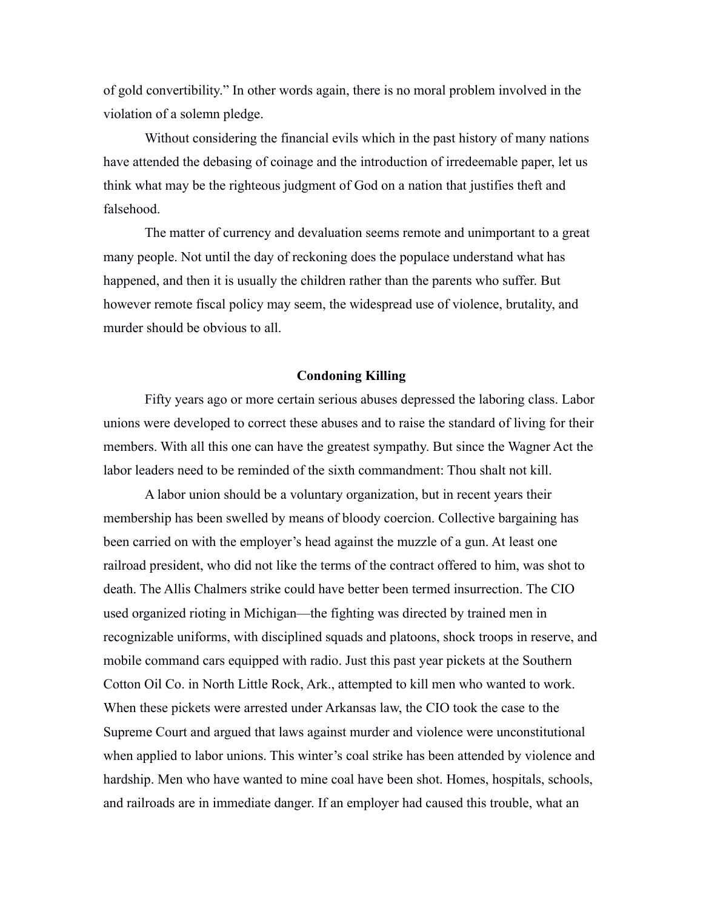of gold convertibility." In other words again, there is no moral problem involved in the violation of a solemn pledge.

Without considering the financial evils which in the past history of many nations have attended the debasing of coinage and the introduction of irredeemable paper, let us think what may be the righteous judgment of God on a nation that justifies theft and falsehood.

The matter of currency and devaluation seems remote and unimportant to a great many people. Not until the day of reckoning does the populace understand what has happened, and then it is usually the children rather than the parents who suffer. But however remote fiscal policy may seem, the widespread use of violence, brutality, and murder should be obvious to all.

## Condoning Killing

Fifty years ago or more certain serious abuses depressed the laboring class. Labor unions were developed to correct these abuses and to raise the standard of living for their members. With all this one can have the greatest sympathy. But since the Wagner Act the labor leaders need to be reminded of the sixth commandment: Thou shalt not kill.

A labor union should be a voluntary organization, but in recent years their membership has been swelled by means of bloody coercion. Collective bargaining has been carried on with the employer's head against the muzzle of a gun. At least one railroad president, who did not like the terms of the contract offered to him, was shot to death. The Allis Chalmers strike could have better been termed insurrection. The CIO used organized rioting in Michigan—the fighting was directed by trained men in recognizable uniforms, with disciplined squads and platoons, shock troops in reserve, and mobile command cars equipped with radio. Just this past year pickets at the Southern Cotton Oil Co. in North Little Rock, Ark., attempted to kill men who wanted to work. When these pickets were arrested under Arkansas law, the CIO took the case to the Supreme Court and argued that laws against murder and violence were unconstitutional when applied to labor unions. This winter's coal strike has been attended by violence and hardship. Men who have wanted to mine coal have been shot. Homes, hospitals, schools, and railroads are in immediate danger. If an employer had caused this trouble, what an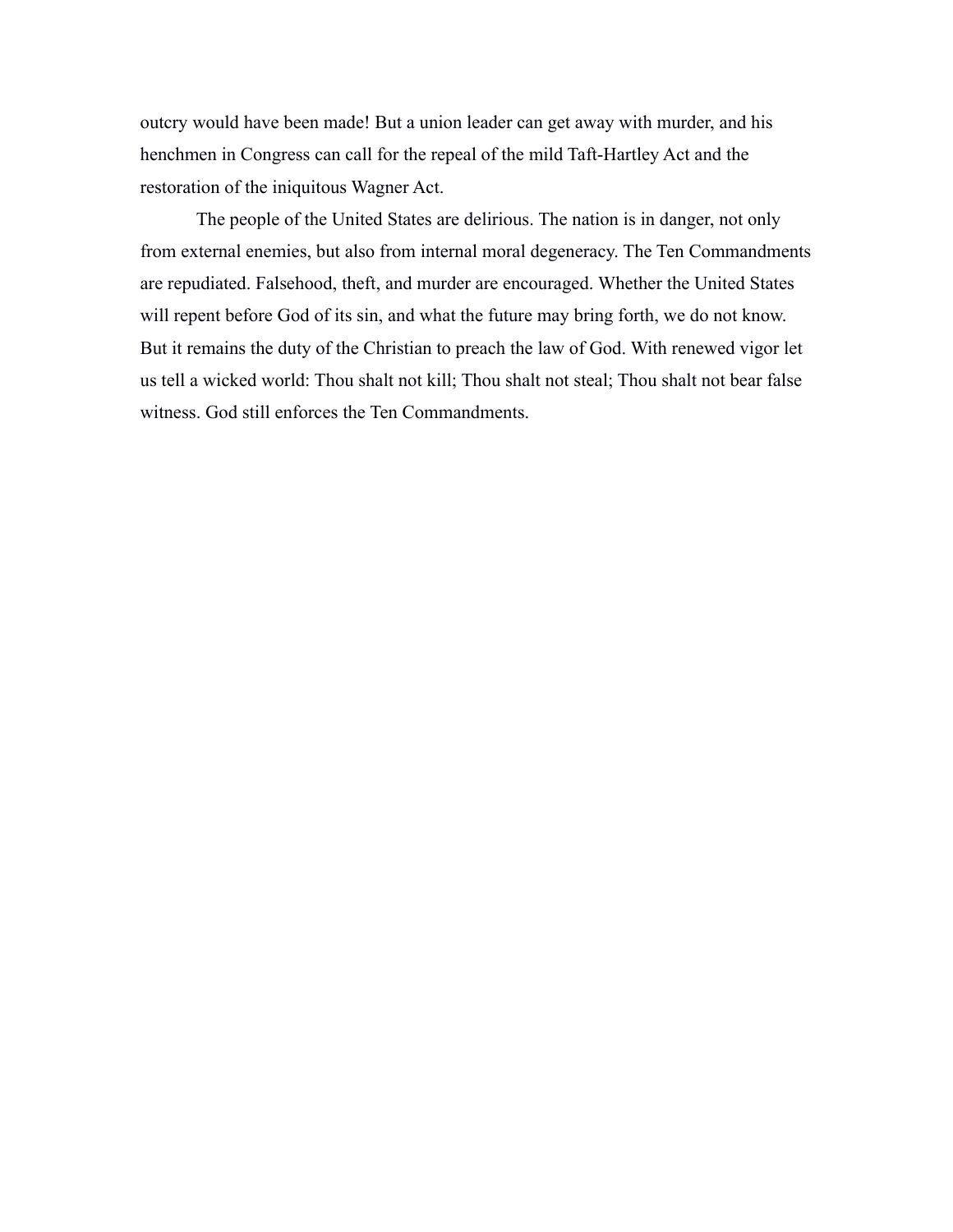outcry would have been made! But a union leader can get away with murder, and his henchmen in Congress can call for the repeal of the mild Taft-Hartley Act and the restoration of the iniquitous Wagner Act.

The people of the United States are delirious. The nation is in danger, not only from external enemies, but also from internal moral degeneracy. The Ten Commandments are repudiated. Falsehood, theft, and murder are encouraged. Whether the United States will repent before God of its sin, and what the future may bring forth, we do not know. But it remains the duty of the Christian to preach the law of God. With renewed vigor let us tell a wicked world: Thou shalt not kill; Thou shalt not steal; Thou shalt not bear false witness. God still enforces the Ten Commandments.